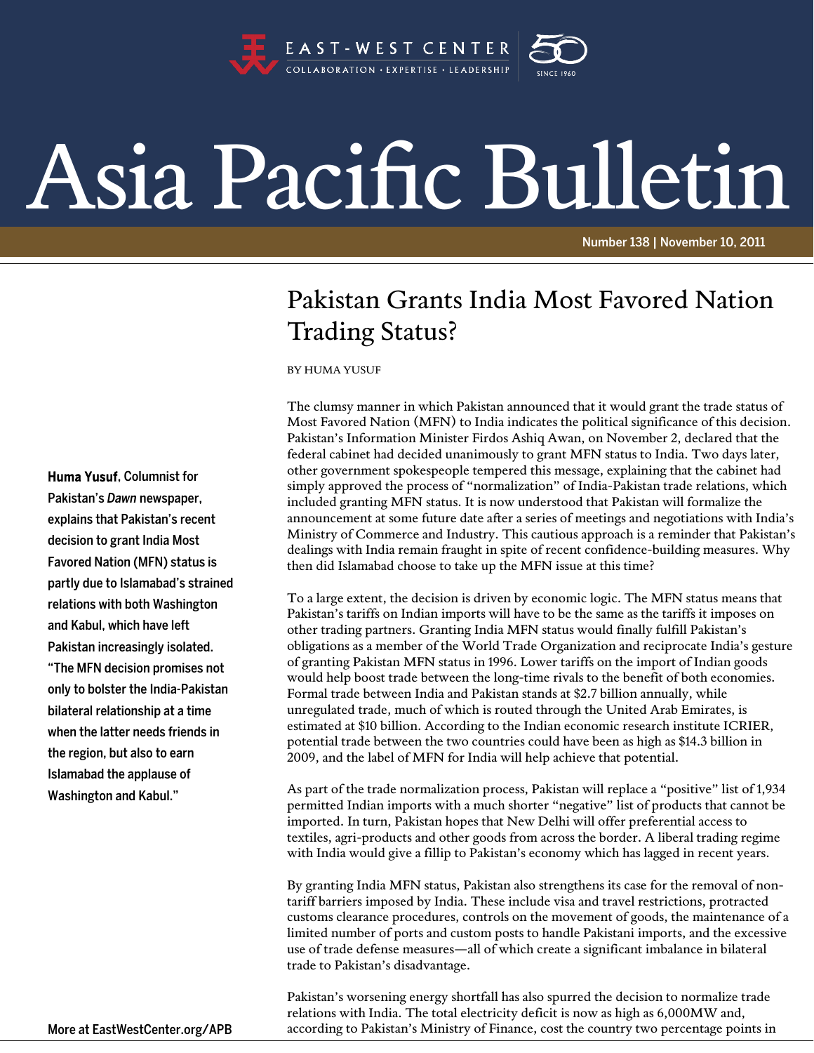EAST-WEST CENTER

COLLABORATION · EXPERTISE · LEADERSHIP

# Asia Pacific Bulletin

Number 138 | November 10, 2011

## Pakistan Grants India Most Favored Nation Trading Status?

BY HUMA YUSUF

**Huma Yusuf**, Columnist for Pakistan's *Dawn* newspaper, explains that Pakistan's recent decision to grant India Most Favored Nation (MFN) status is partly due to Islamabad's strained relations with both Washington and Kabul, which have left Pakistan increasingly isolated. "The MFN decision promises not only to bolster the India-Pakistan bilateral relationship at a time when the latter needs friends in the region, but also to earn Islamabad the applause of Washington and Kabul."

The clumsy manner in which Pakistan announced that it would grant the trade status of Most Favored Nation (MFN) to India indicates the political significance of this decision. Pakistan's Information Minister Firdos Ashiq Awan, on November 2, declared that the federal cabinet had decided unanimously to grant MFN status to India. Two days later, other government spokespeople tempered this message, explaining that the cabinet had simply approved the process of "normalization" of India-Pakistan trade relations, which included granting MFN status. It is now understood that Pakistan will formalize the announcement at some future date after a series of meetings and negotiations with India's Ministry of Commerce and Industry. This cautious approach is a reminder that Pakistan's dealings with India remain fraught in spite of recent confidence-building measures. Why then did Islamabad choose to take up the MFN issue at this time?

To a large extent, the decision is driven by economic logic. The MFN status means that Pakistan's tariffs on Indian imports will have to be the same as the tariffs it imposes on other trading partners. Granting India MFN status would finally fulfill Pakistan's obligations as a member of the World Trade Organization and reciprocate India's gesture of granting Pakistan MFN status in 1996. Lower tariffs on the import of Indian goods would help boost trade between the long-time rivals to the benefit of both economies. Formal trade between India and Pakistan stands at $2.7 billion annually, while unregulated trade, much of which is routed through the United Arab Emirates, is estimated at $10 billion. According to the Indian economic research institute ICRIER, potential trade between the two countries could have been as high as $14.3 billion in 2009, and the label of MFN for India will help achieve that potential.

As part of the trade normalization process, Pakistan will replace a "positive" list of 1,934 permitted Indian imports with a much shorter "negative" list of products that cannot be imported. In turn, Pakistan hopes that New Delhi will offer preferential access to textiles, agri-products and other goods from across the border. A liberal trading regime with India would give a fillip to Pakistan's economy which has lagged in recent years.

By granting India MFN status, Pakistan also strengthens its case for the removal of non-tariff barriers imposed by India. These include visa and travel restrictions, protracted customs clearance procedures, controls on the movement of goods, the maintenance of a limited number of ports and custom posts to handle Pakistani imports, and the excessive use of trade defense measures—all of which create a significant imbalance in bilateral trade to Pakistan's disadvantage.

Pakistan's worsening energy shortfall has also spurred the decision to normalize trade relations with India. The total electricity deficit is now as high as 6,000MW and, according to Pakistan's Ministry of Finance, cost the country two percentage points in

More at EastWestCenter.org/APB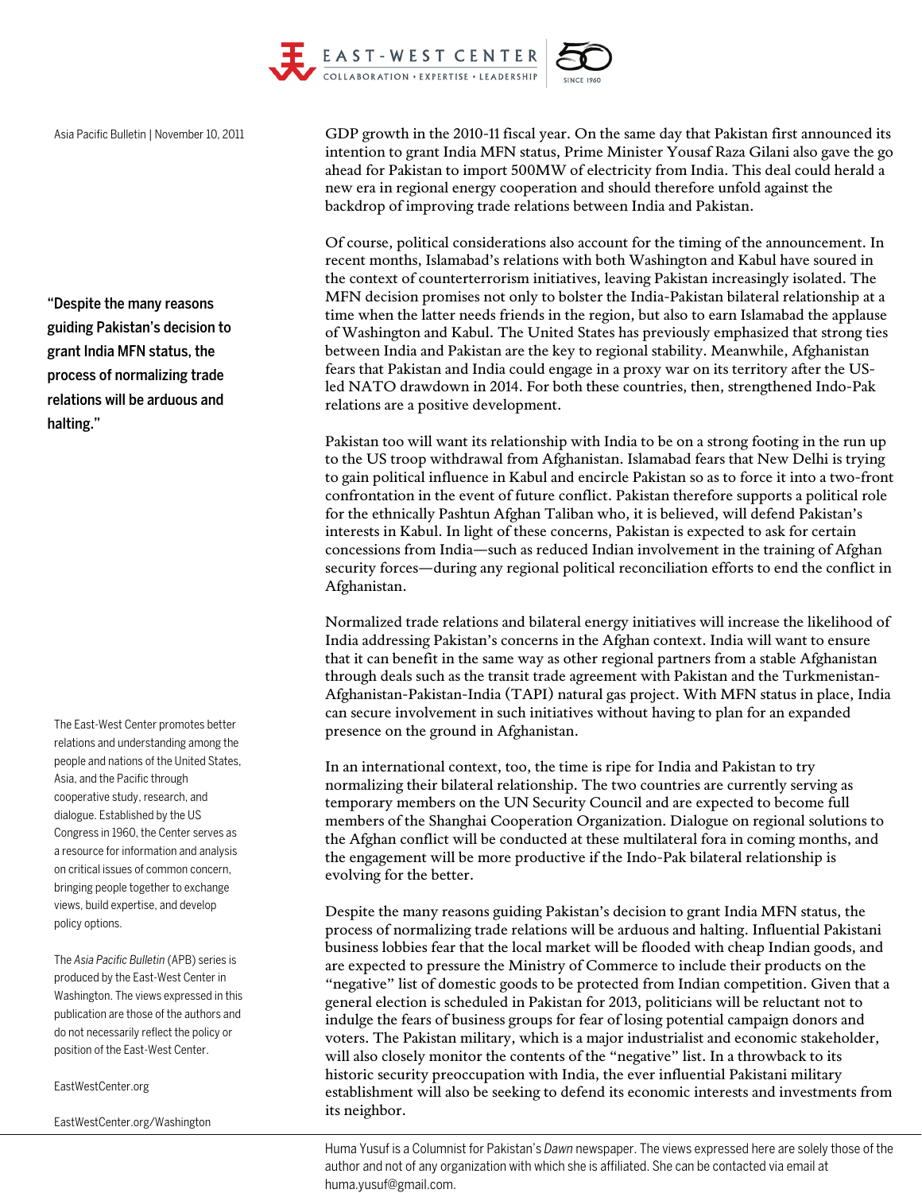GDP growth in the 2010-11 fiscal year. On the same day that Pakistan first announced its intention to grant India MFN status, Prime Minister Yousaf Raza Gilani also gave the go ahead for Pakistan to import 500MW of electricity from India. This deal could herald a new era in regional energy cooperation and should therefore unfold against the backdrop of improving trade relations between India and Pakistan.

Of course, political considerations also account for the timing of the announcement. In recent months, Islamabad's relations with both Washington and Kabul have soured in the context of counterterrorism initiatives, leaving Pakistan increasingly isolated. The MFN decision promises not only to bolster the India-Pakistan bilateral relationship at a time when the latter needs friends in the region, but also to earn Islamabad the applause of Washington and Kabul. The United States has previously emphasized that strong ties between India and Pakistan are the key to regional stability. Meanwhile, Afghanistan fears that Pakistan and India could engage in a proxy war on its territory after the US-led NATO drawdown in 2014. For both these countries, then, strengthened Indo-Pak relations are a positive development.

Pakistan too will want its relationship with India to be on a strong footing in the run up to the US troop withdrawal from Afghanistan. Islamabad fears that New Delhi is trying to gain political influence in Kabul and encircle Pakistan so as to force it into a two-front confrontation in the event of future conflict. Pakistan therefore supports a political role for the ethnically Pashtun Afghan Taliban who, it is believed, will defend Pakistan's interests in Kabul. In light of these concerns, Pakistan is expected to ask for certain concessions from India—such as reduced Indian involvement in the training of Afghan security forces—during any regional political reconciliation efforts to end the conflict in Afghanistan.

Normalized trade relations and bilateral energy initiatives will increase the likelihood of India addressing Pakistan's concerns in the Afghan context. India will want to ensure that it can benefit in the same way as other regional partners from a stable Afghanistan through deals such as the transit trade agreement with Pakistan and the Turkmenistan-Afghanistan-Pakistan-India (TAPI) natural gas project. With MFN status in place, India can secure involvement in such initiatives without having to plan for an expanded presence on the ground in Afghanistan.

In an international context, too, the time is ripe for India and Pakistan to try normalizing their bilateral relationship. The two countries are currently serving as temporary members on the UN Security Council and are expected to become full members of the Shanghai Cooperation Organization. Dialogue on regional solutions to the Afghan conflict will be conducted at these multilateral fora in coming months, and the engagement will be more productive if the Indo-Pak bilateral relationship is evolving for the better.

Despite the many reasons guiding Pakistan's decision to grant India MFN status, the process of normalizing trade relations will be arduous and halting. Influential Pakistani business lobbies fear that the local market will be flooded with cheap Indian goods, and are expected to pressure the Ministry of Commerce to include their products on the "negative" list of domestic goods to be protected from Indian competition. Given that a general election is scheduled in Pakistan for 2013, politicians will be reluctant not to indulge the fears of business groups for fear of losing potential campaign donors and voters. The Pakistan military, which is a major industrialist and economic stakeholder, will also closely monitor the contents of the "negative" list. In a throwback to its historic security preoccupation with India, the ever influential Pakistani military establishment will also be seeking to defend its economic interests and investments from its neighbor.

**"Despite the many reasons guiding Pakistan's decision to grant India MFN status, the process of normalizing trade relations will be arduous and halting."**

The East-West Center promotes better relations and understanding among the people and nations of the United States, Asia, and the Pacific through cooperative study, research, and dialogue. Established by the US Congress in 1960, the Center serves as a resource for information and analysis on critical issues of common concern, bringing people together to exchange views, build expertise, and develop policy options.

The *Asia Pacific Bulletin* (APB) series is produced by the East-West Center in Washington. The views expressed in this publication are those of the authors and do not necessarily reflect the policy or position of the East-West Center.

EastWestCenter.org

EastWestCenter.org/Washington

Huma Yusuf is a Columnist for Pakistan's *Dawn* newspaper. The views expressed here are solely those of the author and not of any organization with which she is affiliated. She can be contacted via email at huma.yusuf@gmail.com.